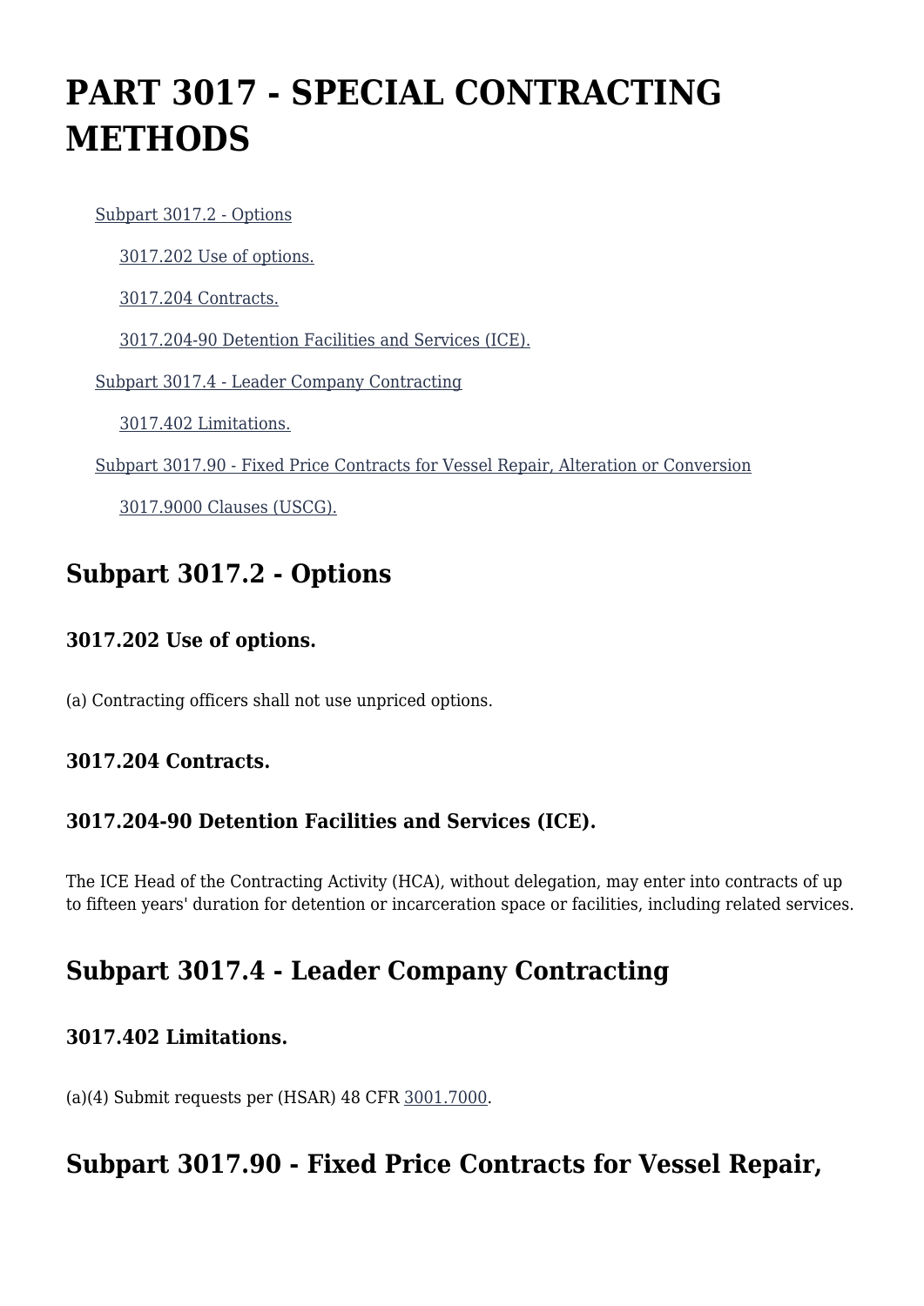# PART 3017 - SPECIAL CONTRACTING METHODS

- [Subpart 3017.2 - Options]
  - [3017.202 Use of options.]
  - [3017.204 Contracts.]
  - [3017.204-90 Detention Facilities and Services (ICE).]
- [Subpart 3017.4 - Leader Company Contracting]
  - [3017.402 Limitations.]
- [Subpart 3017.90 - Fixed Price Contracts for Vessel Repair, Alteration or Conversion]
  - [3017.9000 Clauses (USCG).]

## Subpart 3017.2 - Options

### 3017.202 Use of options.

(a) Contracting officers shall not use unpriced options.

### 3017.204 Contracts.

### 3017.204-90 Detention Facilities and Services (ICE).

The ICE Head of the Contracting Activity (HCA), without delegation, may enter into contracts of up to fifteen years' duration for detention or incarceration space or facilities, including related services.

## Subpart 3017.4 - Leader Company Contracting

### 3017.402 Limitations.

(a)(4) Submit requests per (HSAR) 48 CFR 3001.7000.

## Subpart 3017.90 - Fixed Price Contracts for Vessel Repair,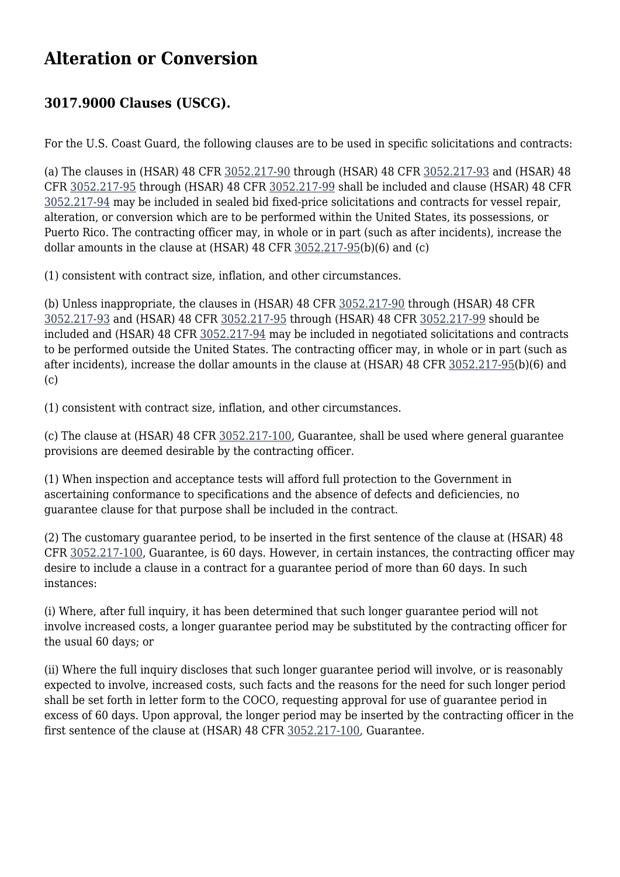# Alteration or Conversion

## 3017.9000 Clauses (USCG).

For the U.S. Coast Guard, the following clauses are to be used in specific solicitations and contracts:

(a) The clauses in (HSAR) 48 CFR 3052.217-90 through (HSAR) 48 CFR 3052.217-93 and (HSAR) 48 CFR 3052.217-95 through (HSAR) 48 CFR 3052.217-99 shall be included and clause (HSAR) 48 CFR 3052.217-94 may be included in sealed bid fixed-price solicitations and contracts for vessel repair, alteration, or conversion which are to be performed within the United States, its possessions, or Puerto Rico. The contracting officer may, in whole or in part (such as after incidents), increase the dollar amounts in the clause at (HSAR) 48 CFR 3052.217-95(b)(6) and (c)

(1) consistent with contract size, inflation, and other circumstances.

(b) Unless inappropriate, the clauses in (HSAR) 48 CFR 3052.217-90 through (HSAR) 48 CFR 3052.217-93 and (HSAR) 48 CFR 3052.217-95 through (HSAR) 48 CFR 3052.217-99 should be included and (HSAR) 48 CFR 3052.217-94 may be included in negotiated solicitations and contracts to be performed outside the United States. The contracting officer may, in whole or in part (such as after incidents), increase the dollar amounts in the clause at (HSAR) 48 CFR 3052.217-95(b)(6) and (c)

(1) consistent with contract size, inflation, and other circumstances.

(c) The clause at (HSAR) 48 CFR 3052.217-100, Guarantee, shall be used where general guarantee provisions are deemed desirable by the contracting officer.

(1) When inspection and acceptance tests will afford full protection to the Government in ascertaining conformance to specifications and the absence of defects and deficiencies, no guarantee clause for that purpose shall be included in the contract.

(2) The customary guarantee period, to be inserted in the first sentence of the clause at (HSAR) 48 CFR 3052.217-100, Guarantee, is 60 days. However, in certain instances, the contracting officer may desire to include a clause in a contract for a guarantee period of more than 60 days. In such instances:

(i) Where, after full inquiry, it has been determined that such longer guarantee period will not involve increased costs, a longer guarantee period may be substituted by the contracting officer for the usual 60 days; or

(ii) Where the full inquiry discloses that such longer guarantee period will involve, or is reasonably expected to involve, increased costs, such facts and the reasons for the need for such longer period shall be set forth in letter form to the COCO, requesting approval for use of guarantee period in excess of 60 days. Upon approval, the longer period may be inserted by the contracting officer in the first sentence of the clause at (HSAR) 48 CFR 3052.217-100, Guarantee.